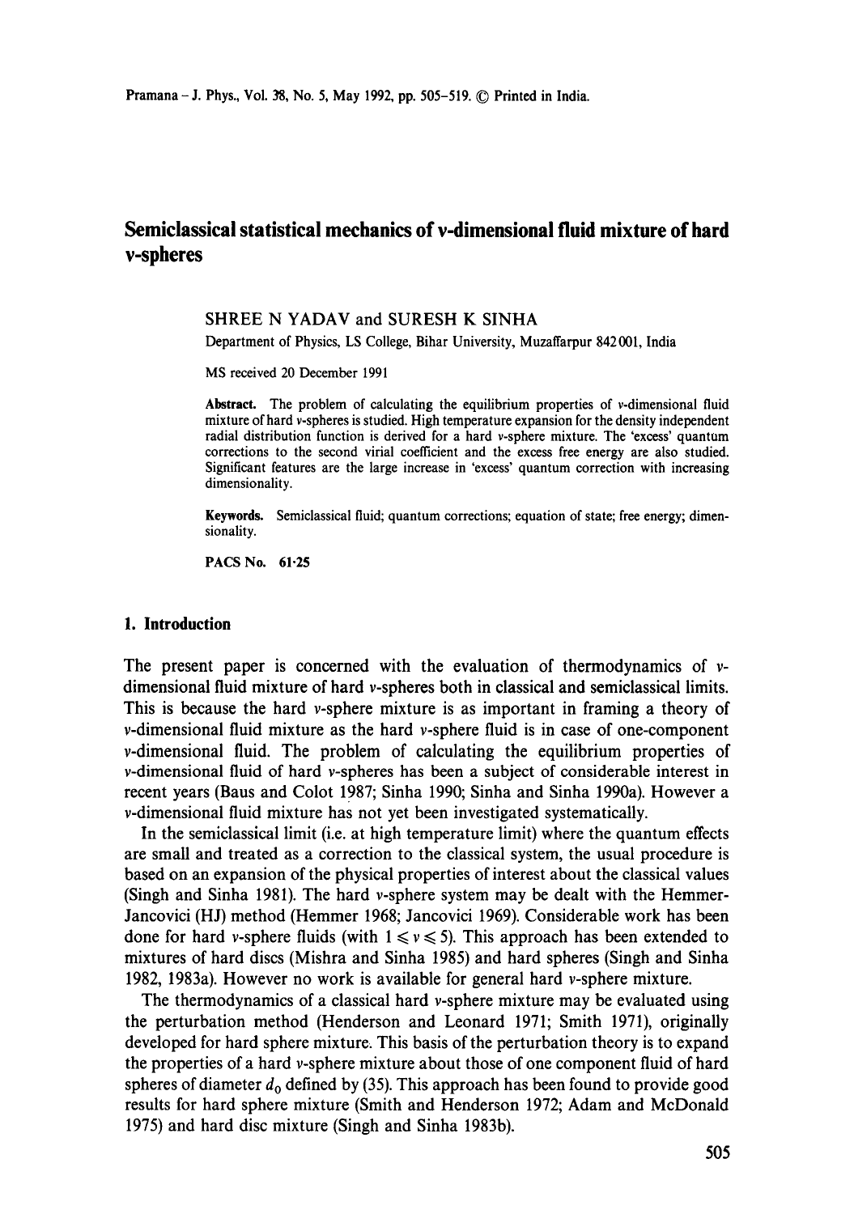# Semiclassical statistical mechanics of ν-dimensional fluid mixture of hard ν-spheres

SHREE N YADAV and SURESH K SINHA

Department of Physics, LS College, Bihar University, Muzaffarpur 842 001, India

MS received 20 December 1991

**Abstract.** The problem of calculating the equilibrium properties of ν-dimensional fluid mixture of hard ν-spheres is studied. High temperature expansion for the density independent radial distribution function is derived for a hard ν-sphere mixture. The 'excess' quantum corrections to the second virial coefficient and the excess free energy are also studied. Significant features are the large increase in 'excess' quantum correction with increasing dimensionality.

**Keywords.** Semiclassical fluid; quantum corrections; equation of state; free energy; dimensionality.

**PACS No.** 61·25

## 1. Introduction

The present paper is concerned with the evaluation of thermodynamics of ν-dimensional fluid mixture of hard ν-spheres both in classical and semiclassical limits. This is because the hard ν-sphere mixture is as important in framing a theory of ν-dimensional fluid mixture as the hard ν-sphere fluid is in case of one-component ν-dimensional fluid. The problem of calculating the equilibrium properties of ν-dimensional fluid of hard ν-spheres has been a subject of considerable interest in recent years (Baus and Colot 1987; Sinha 1990; Sinha and Sinha 1990a). However a ν-dimensional fluid mixture has not yet been investigated systematically.

In the semiclassical limit (i.e. at high temperature limit) where the quantum effects are small and treated as a correction to the classical system, the usual procedure is based on an expansion of the physical properties of interest about the classical values (Singh and Sinha 1981). The hard ν-sphere system may be dealt with the Hemmer-Jancovici (HJ) method (Hemmer 1968; Jancovici 1969). Considerable work has been done for hard ν-sphere fluids (with $1 \leqslant \nu \leqslant 5$). This approach has been extended to mixtures of hard discs (Mishra and Sinha 1985) and hard spheres (Singh and Sinha 1982, 1983a). However no work is available for general hard ν-sphere mixture.

The thermodynamics of a classical hard ν-sphere mixture may be evaluated using the perturbation method (Henderson and Leonard 1971; Smith 1971), originally developed for hard sphere mixture. This basis of the perturbation theory is to expand the properties of a hard ν-sphere mixture about those of one component fluid of hard spheres of diameter $d_0$ defined by (35). This approach has been found to provide good results for hard sphere mixture (Smith and Henderson 1972; Adam and McDonald 1975) and hard disc mixture (Singh and Sinha 1983b).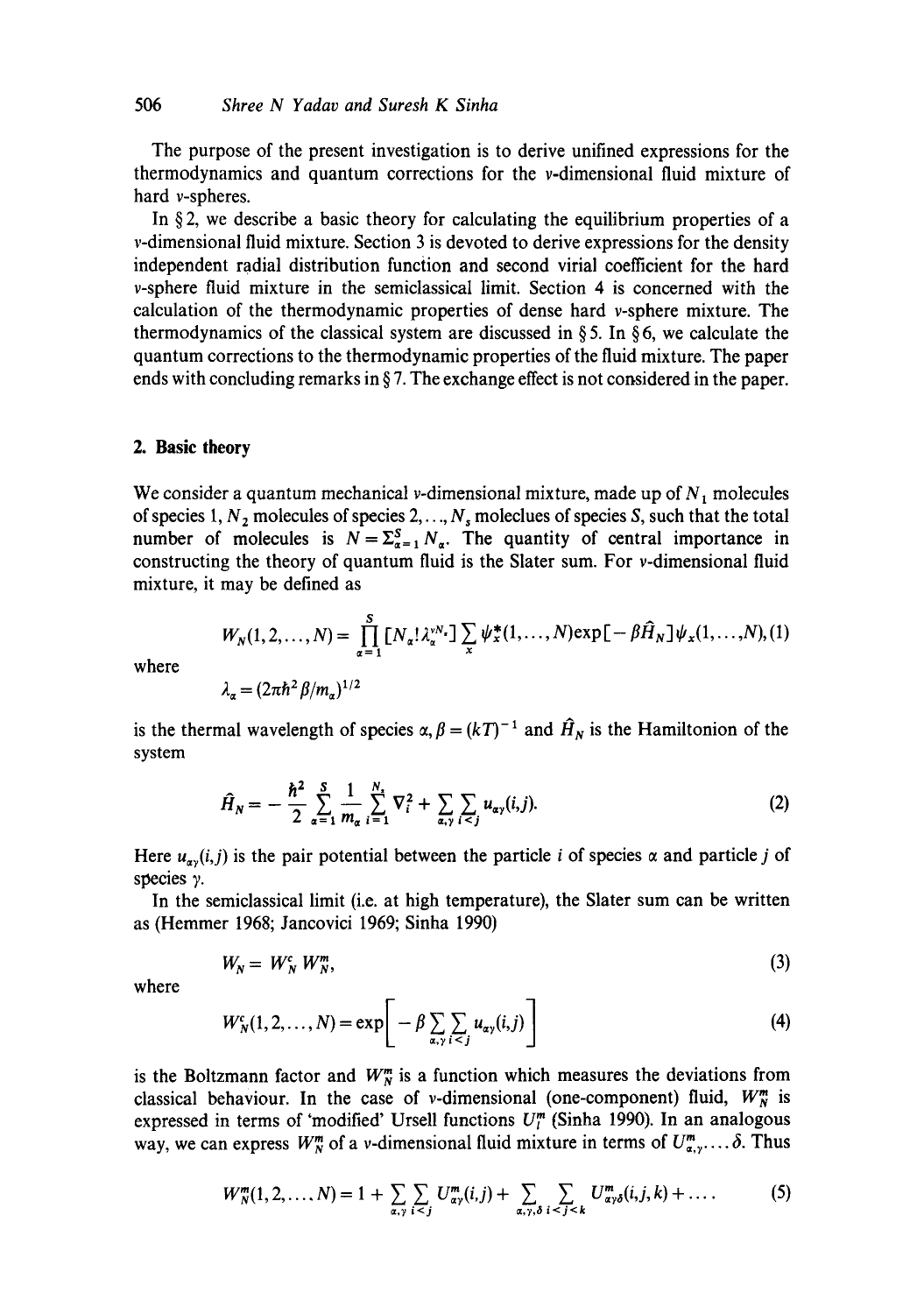The purpose of the present investigation is to derive unifined expressions for the thermodynamics and quantum corrections for the $\nu$-dimensional fluid mixture of hard $\nu$-spheres.

In § 2, we describe a basic theory for calculating the equilibrium properties of a $\nu$-dimensional fluid mixture. Section 3 is devoted to derive expressions for the density independent radial distribution function and second virial coefficient for the hard $\nu$-sphere fluid mixture in the semiclassical limit. Section 4 is concerned with the calculation of the thermodynamic properties of dense hard $\nu$-sphere mixture. The thermodynamics of the classical system are discussed in § 5. In § 6, we calculate the quantum corrections to the thermodynamic properties of the fluid mixture. The paper ends with concluding remarks in § 7. The exchange effect is not considered in the paper.

## 2. Basic theory

We consider a quantum mechanical $\nu$-dimensional mixture, made up of $N_1$ molecules of species 1, $N_2$ molecules of species 2, ..., $N_s$ moleclues of species $S$, such that the total number of molecules is $N = \Sigma_{\alpha=1}^{S} N_\alpha$. The quantity of central importance in constructing the theory of quantum fluid is the Slater sum. For $\nu$-dimensional fluid mixture, it may be defined as

$$W_N(1,2,\ldots,N) = \prod_{\alpha=1}^{S} [N_\alpha! \lambda_\alpha^{\nu N_\alpha}] \sum_x \psi_x^*(1,\ldots,N) \exp[-\beta \hat{H}_N] \psi_x(1,\ldots,N), \quad (1)$$

where

$$\lambda_\alpha = (2\pi\hbar^2 \beta / m_\alpha)^{1/2}$$

is the thermal wavelength of species $\alpha$, $\beta = (kT)^{-1}$ and $\hat{H}_N$ is the Hamiltonion of the system

$$\hat{H}_N = -\frac{\hbar^2}{2} \sum_{\alpha=1}^{S} \frac{1}{m_\alpha} \sum_{i=1}^{N_\alpha} \nabla_i^2 + \sum_{\alpha,\gamma} \sum_{i<j} u_{\alpha\gamma}(i,j). \quad (2)$$

Here $u_{\alpha\gamma}(i,j)$ is the pair potential between the particle $i$ of species $\alpha$ and particle $j$ of species $\gamma$.

In the semiclassical limit (i.e. at high temperature), the Slater sum can be written as (Hemmer 1968; Jancovici 1969; Sinha 1990)

$$W_N = W_N^c \, W_N^m, \quad (3)$$

where

$$W_N^c(1,2,\ldots,N) = \exp\left[ -\beta \sum_{\alpha,\gamma} \sum_{i<j} u_{\alpha\gamma}(i,j) \right] \quad (4)$$

is the Boltzmann factor and $W_N^m$ is a function which measures the deviations from classical behaviour. In the case of $\nu$-dimensional (one-component) fluid, $W_N^m$ is expressed in terms of 'modified' Ursell functions $U_l^m$ (Sinha 1990). In an analogous way, we can express $W_N^m$ of a $\nu$-dimensional fluid mixture in terms of $U_{\alpha,\gamma}^m \ldots \delta$. Thus

$$W_N^m(1,2,\ldots,N) = 1 + \sum_{\alpha,\gamma} \sum_{i<j} U_{\alpha\gamma}^m(i,j) + \sum_{\alpha,\gamma,\delta} \sum_{i<j<k} U_{\alpha\gamma\delta}^m(i,j,k) + \ldots. \quad (5)$$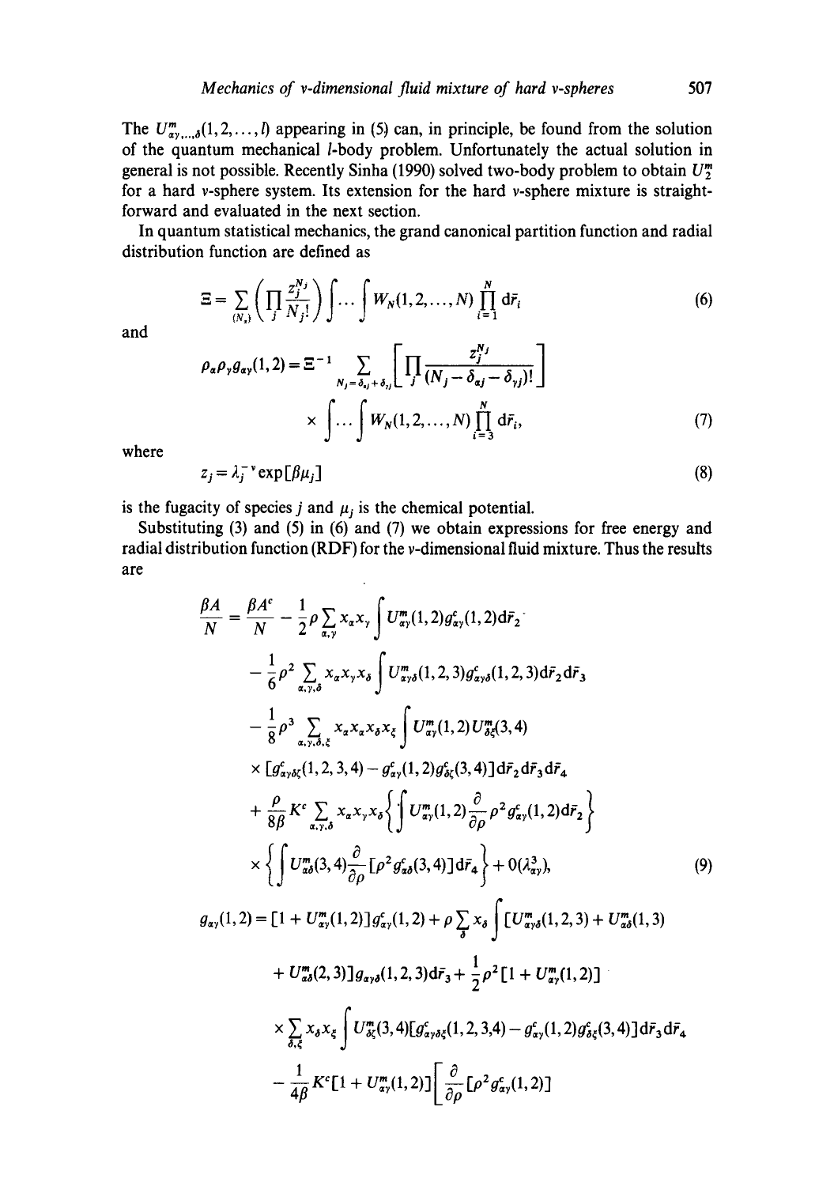The $U^m_{\alpha\gamma,\ldots,\delta}(1,2,\ldots,l)$ appearing in (5) can, in principle, be found from the solution of the quantum mechanical $l$-body problem. Unfortunately the actual solution in general is not possible. Recently Sinha (1990) solved two-body problem to obtain $U^m_2$ for a hard $\nu$-sphere system. Its extension for the hard $\nu$-sphere mixture is straightforward and evaluated in the next section.

In quantum statistical mechanics, the grand canonical partition function and radial distribution function are defined as

$$\Xi = \sum_{\{N_j\}} \left( \prod_j \frac{z_j^{N_j}}{N_j!} \right) \int \ldots \int W_N(1,2,\ldots,N) \prod_{i=1}^{N} \mathrm{d}\bar{r}_i \tag{6}$$

and

$$\rho_\alpha \rho_\gamma g_{\alpha\gamma}(1,2) = \Xi^{-1} \sum_{N_j = \delta_{\alpha j} + \delta_{\gamma j}} \left[ \prod_j \frac{z_j^{N_j}}{(N_j - \delta_{\alpha j} - \delta_{\gamma j})!} \right] \times \int \ldots \int W_N(1,2,\ldots,N) \prod_{i=3}^{N} \mathrm{d}\bar{r}_i, \tag{7}$$

where

$$z_j = \lambda_j^{-\nu} \exp[\beta \mu_j] \tag{8}$$

is the fugacity of species $j$ and $\mu_j$ is the chemical potential.

Substituting (3) and (5) in (6) and (7) we obtain expressions for free energy and radial distribution function (RDF) for the $\nu$-dimensional fluid mixture. Thus the results are

$$\begin{aligned}
\frac{\beta A}{N} = \frac{\beta A^c}{N} &- \frac{1}{2}\rho \sum_{\alpha,\gamma} x_\alpha x_\gamma \int U^m_{\alpha\gamma}(1,2) g^c_{\alpha\gamma}(1,2) \mathrm{d}\bar{r}_2 \\
&- \frac{1}{6}\rho^2 \sum_{\alpha,\gamma,\delta} x_\alpha x_\gamma x_\delta \int U^m_{\alpha\gamma\delta}(1,2,3) g^c_{\alpha\gamma\delta}(1,2,3) \mathrm{d}\bar{r}_2 \mathrm{d}\bar{r}_3 \\
&- \frac{1}{8}\rho^3 \sum_{\alpha,\gamma,\delta,\xi} x_\alpha x_\alpha x_\delta x_\xi \int U^m_{\alpha\gamma}(1,2) U^m_{\delta\xi}(3,4) \\
&\times [g^c_{\alpha\gamma\delta\xi}(1,2,3,4) - g^c_{\alpha\gamma}(1,2) g^c_{\delta\xi}(3,4)] \mathrm{d}\bar{r}_2 \mathrm{d}\bar{r}_3 \mathrm{d}\bar{r}_4 \\
&+ \frac{\rho}{8\beta} K^c \sum_{\alpha,\gamma,\delta} x_\alpha x_\gamma x_\delta \left\{ \int U^m_{\alpha\gamma}(1,2) \frac{\partial}{\partial \rho} \rho^2 g^c_{\alpha\gamma}(1,2) \mathrm{d}\bar{r}_2 \right\} \\
&\times \left\{ \int U^m_{\alpha\delta}(3,4) \frac{\partial}{\partial \rho} [\rho^2 g^c_{\alpha\delta}(3,4)] \mathrm{d}\bar{r}_4 \right\} + 0(\lambda^3_{\alpha\gamma}),
\end{aligned} \tag{9}$$

$$\begin{aligned}
g_{\alpha\gamma}(1,2) = [1 + U^m_{\alpha\gamma}(1,2)] g^c_{\alpha\gamma}(1,2) &+ \rho \sum_\delta x_\delta \int [U^m_{\alpha\gamma\delta}(1,2,3) + U^m_{\alpha\delta}(1,3) \\
&+ U^m_{\alpha\delta}(2,3)] g_{\alpha\gamma\delta}(1,2,3) \mathrm{d}\bar{r}_3 + \frac{1}{2}\rho^2 [1 + U^m_{\alpha\gamma}(1,2)] \\
&\times \sum_{\delta,\xi} x_\delta x_\xi \int U^m_{\delta\xi}(3,4) [g^c_{\alpha\gamma\delta\xi}(1,2,3,4) - g^c_{\alpha\gamma}(1,2) g^c_{\delta\xi}(3,4)] \mathrm{d}\bar{r}_3 \mathrm{d}\bar{r}_4 \\
&- \frac{1}{4\beta} K^c [1 + U^m_{\alpha\gamma}(1,2)] \left[ \frac{\partial}{\partial \rho} [\rho^2 g^c_{\alpha\gamma}(1,2)] \right.
\end{aligned}$$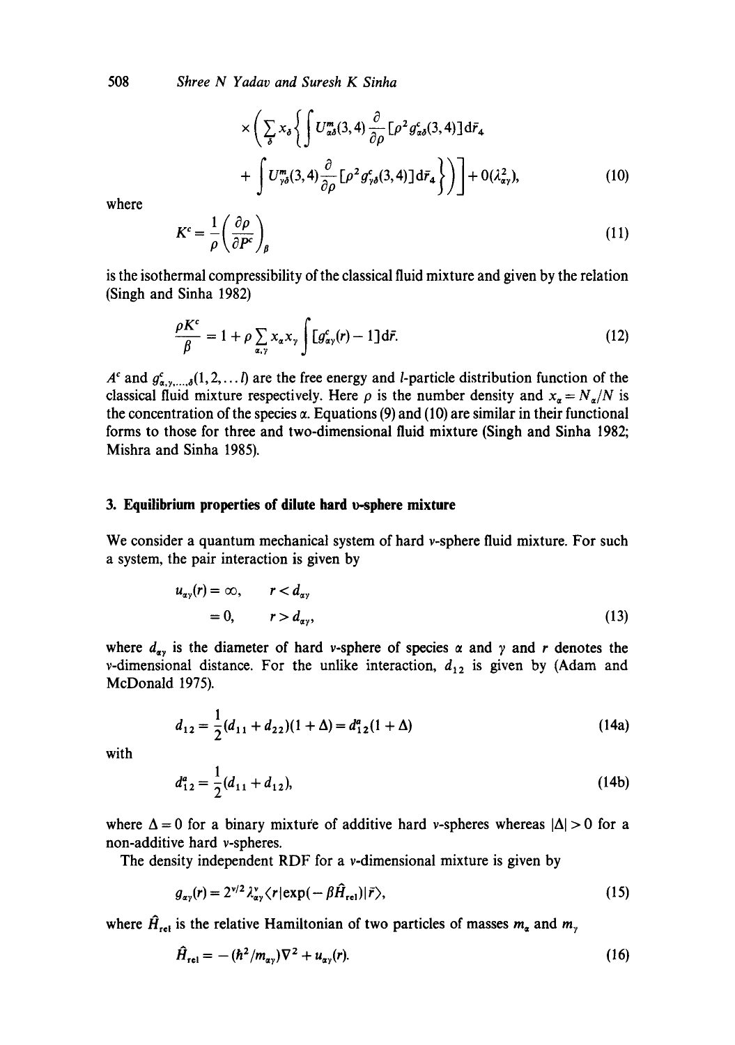$$\times\left(\sum_{\delta} x_\delta \left\{\int U^m_{\alpha\delta}(3,4)\frac{\partial}{\partial\rho}[\rho^2 g^c_{\alpha\delta}(3,4)]\mathrm{d}\bar{r}_4\right.\right.$$

$$\left.\left.\left.+\int U^m_{\gamma\delta}(3,4)\frac{\partial}{\partial\rho}[\rho^2 g^c_{\gamma\delta}(3,4)]\mathrm{d}\bar{r}_4\right\}\right)\right]+0(\lambda^2_{\alpha\gamma}), \tag{10}$$

where

$$K^c=\frac{1}{\rho}\left(\frac{\partial\rho}{\partial P^c}\right)_\beta \tag{11}$$

is the isothermal compressibility of the classical fluid mixture and given by the relation (Singh and Sinha 1982)

$$\frac{\rho K^c}{\beta}=1+\rho\sum_{\alpha,\gamma}x_\alpha x_\gamma\int[g^c_{\alpha\gamma}(r)-1]\mathrm{d}\bar{r}. \tag{12}$$

$A^c$ and $g^c_{\alpha,\gamma,\ldots,\delta}(1,2,\ldots l)$ are the free energy and $l$-particle distribution function of the classical fluid mixture respectively. Here $\rho$ is the number density and $x_\alpha = N_\alpha/N$ is the concentration of the species $\alpha$. Equations (9) and (10) are similar in their functional forms to those for three and two-dimensional fluid mixture (Singh and Sinha 1982; Mishra and Sinha 1985).

## 3. Equilibrium properties of dilute hard ν-sphere mixture

We consider a quantum mechanical system of hard $\nu$-sphere fluid mixture. For such a system, the pair interaction is given by

$$\begin{aligned} u_{\alpha\gamma}(r) &= \infty, \qquad r<d_{\alpha\gamma}\\ &=0, \qquad r>d_{\alpha\gamma}, \end{aligned} \tag{13}$$

where $d_{\alpha\gamma}$ is the diameter of hard $\nu$-sphere of species $\alpha$ and $\gamma$ and $r$ denotes the $\nu$-dimensional distance. For the unlike interaction, $d_{12}$ is given by (Adam and McDonald 1975).

$$d_{12}=\frac{1}{2}(d_{11}+d_{22})(1+\Delta)=d^a_{12}(1+\Delta) \tag{14a}$$

with

$$d^a_{12}=\frac{1}{2}(d_{11}+d_{12}), \tag{14b}$$

where $\Delta = 0$ for a binary mixture of additive hard $\nu$-spheres whereas $|\Delta| > 0$ for a non-additive hard $\nu$-spheres.

The density independent RDF for a $\nu$-dimensional mixture is given by

$$g_{\alpha\gamma}(r)=2^{\nu/2}\lambda^\nu_{\alpha\gamma}\langle r|\exp(-\beta\hat{H}_{\mathrm{rel}})|\bar{r}\rangle, \tag{15}$$

where $\hat{H}_{\mathrm{rel}}$ is the relative Hamiltonian of two particles of masses $m_\alpha$ and $m_\gamma$

$$\hat{H}_{\mathrm{rel}}=-(\hbar^2/m_{\alpha\gamma})\nabla^2+u_{\alpha\gamma}(r). \tag{16}$$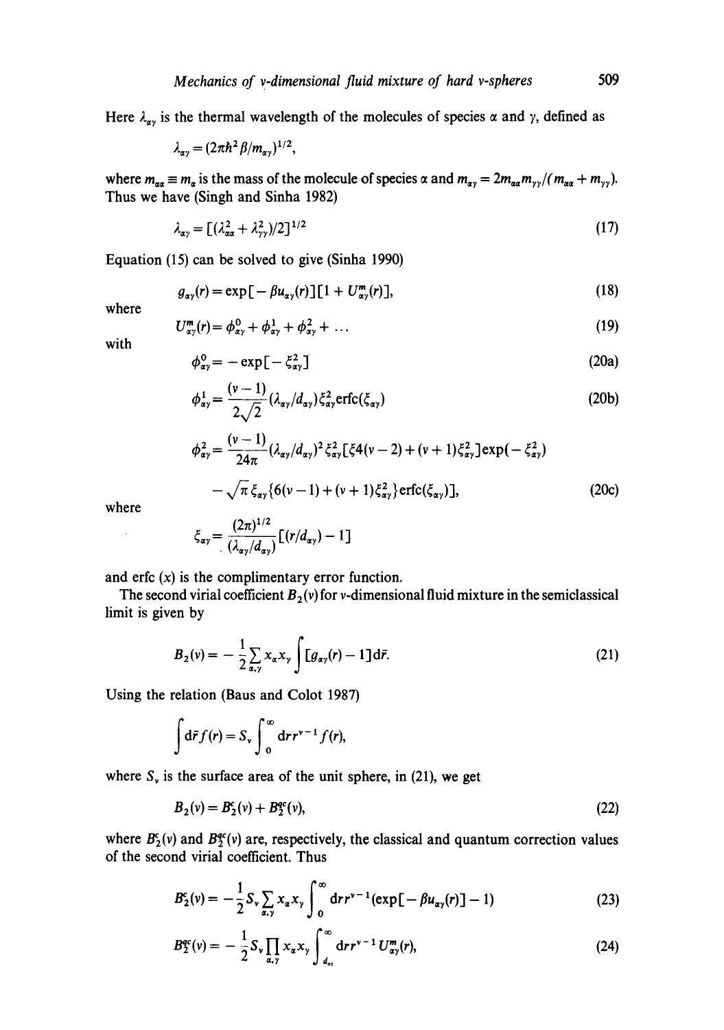Here $\lambda_{\alpha\gamma}$ is the thermal wavelength of the molecules of species $\alpha$ and $\gamma$, defined as

$$\lambda_{\alpha\gamma} = (2\pi\hbar^2 \beta / m_{\alpha\gamma})^{1/2},$$

where $m_{\alpha\alpha} \equiv m_\alpha$ is the mass of the molecule of species $\alpha$ and $m_{\alpha\gamma} = 2m_{\alpha\alpha}m_{\gamma\gamma}/(m_{\alpha\alpha} + m_{\gamma\gamma})$. Thus we have (Singh and Sinha 1982)

$$\lambda_{\alpha\gamma} = [(\lambda_{\alpha\alpha}^2 + \lambda_{\gamma\gamma}^2)/2]^{1/2} \tag{17}$$

Equation (15) can be solved to give (Sinha 1990)

$$g_{\alpha\gamma}(r) = \exp[-\beta u_{\alpha\gamma}(r)][1 + U_{\alpha\gamma}^m(r)], \tag{18}$$

where

$$U_{\alpha\gamma}^m(r) = \phi_{\alpha\gamma}^0 + \phi_{\alpha\gamma}^1 + \phi_{\alpha\gamma}^2 + \ldots \tag{19}$$

with

$$\phi_{\alpha\gamma}^0 = -\exp[-\xi_{\alpha\gamma}^2] \tag{20a}$$

$$\phi_{\alpha\gamma}^1 = \frac{(\nu - 1)}{2\sqrt{2}}(\lambda_{\alpha\gamma}/d_{\alpha\gamma})\xi_{\alpha\gamma}^2 \mathrm{erfc}(\xi_{\alpha\gamma}) \tag{20b}$$

$$\phi_{\alpha\gamma}^2 = \frac{(\nu - 1)}{24\pi}(\lambda_{\alpha\gamma}/d_{\alpha\gamma})^2 \xi_{\alpha\gamma}^2 [\xi 4(\nu - 2) + (\nu + 1)\xi_{\alpha\gamma}^2]\exp(-\xi_{\alpha\gamma}^2)$$

$$- \sqrt{\pi}\,\xi_{\alpha\gamma}\{6(\nu - 1) + (\nu + 1)\xi_{\alpha\gamma}^2\}\mathrm{erfc}(\xi_{\alpha\gamma})], \tag{20c}$$

where

$$\xi_{\alpha\gamma} = \frac{(2\pi)^{1/2}}{(\lambda_{\alpha\gamma}/d_{\alpha\gamma})}[(r/d_{\alpha\gamma}) - 1]$$

and erfc $(x)$ is the complimentary error function.

The second virial coefficient $B_2(\nu)$ for $\nu$-dimensional fluid mixture in the semiclassical limit is given by

$$B_2(\nu) = -\frac{1}{2}\sum_{\alpha,\gamma} x_\alpha x_\gamma \int [g_{\alpha\gamma}(r) - 1]\mathrm{d}\bar{r}. \tag{21}$$

Using the relation (Baus and Colot 1987)

$$\int \mathrm{d}\bar{r} f(r) = S_\nu \int_0^\infty \mathrm{d}r r^{\nu - 1} f(r),$$

where $S_\nu$ is the surface area of the unit sphere, in (21), we get

$$B_2(\nu) = B_2^c(\nu) + B_2^{qc}(\nu), \tag{22}$$

where $B_2^c(\nu)$ and $B_2^{qc}(\nu)$ are, respectively, the classical and quantum correction values of the second virial coefficient. Thus

$$B_2^c(\nu) = -\frac{1}{2}S_\nu \sum_{\alpha,\gamma} x_\alpha x_\gamma \int_0^\infty \mathrm{d}r r^{\nu - 1}(\exp[-\beta u_{\alpha\gamma}(r)] - 1) \tag{23}$$

$$B_2^{qc}(\nu) = -\frac{1}{2}S_\nu \prod_{\alpha,\gamma} x_\alpha x_\gamma \int_{d_{\alpha\gamma}}^\infty \mathrm{d}r r^{\nu - 1} U_{\alpha\gamma}^m(r), \tag{24}$$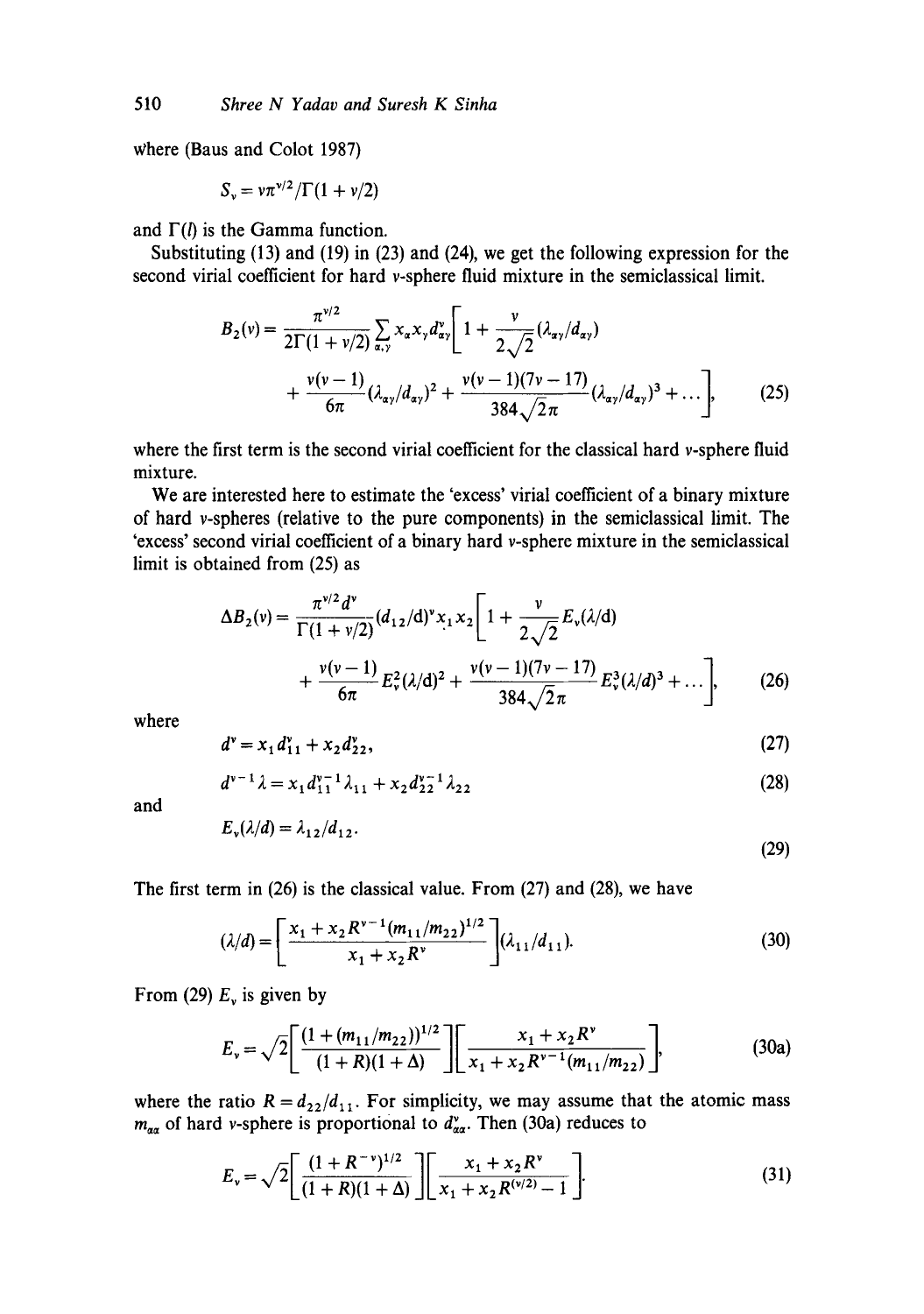where (Baus and Colot 1987)

$$S_\nu = \nu \pi^{\nu/2}/\Gamma(1+\nu/2)$$

and $\Gamma(l)$ is the Gamma function.

Substituting (13) and (19) in (23) and (24), we get the following expression for the second virial coefficient for hard $\nu$-sphere fluid mixture in the semiclassical limit.

$$B_2(\nu) = \frac{\pi^{\nu/2}}{2\Gamma(1+\nu/2)} \sum_{\alpha,\gamma} x_\alpha x_\gamma d_{\alpha\gamma}^\nu \left[ 1 + \frac{\nu}{2\sqrt{2}}(\lambda_{\alpha\gamma}/d_{\alpha\gamma}) + \frac{\nu(\nu-1)}{6\pi}(\lambda_{\alpha\gamma}/d_{\alpha\gamma})^2 + \frac{\nu(\nu-1)(7\nu-17)}{384\sqrt{2}\pi}(\lambda_{\alpha\gamma}/d_{\alpha\gamma})^3 + \ldots \right], \tag{25}$$

where the first term is the second virial coefficient for the classical hard $\nu$-sphere fluid mixture.

We are interested here to estimate the 'excess' virial coefficient of a binary mixture of hard $\nu$-spheres (relative to the pure components) in the semiclassical limit. The 'excess' second virial coefficient of a binary hard $\nu$-sphere mixture in the semiclassical limit is obtained from (25) as

$$\Delta B_2(\nu) = \frac{\pi^{\nu/2} d^\nu}{\Gamma(1+\nu/2)} (d_{12}/\mathrm{d})^\nu x_1 x_2 \left[ 1 + \frac{\nu}{2\sqrt{2}} E_\nu(\lambda/\mathrm{d}) + \frac{\nu(\nu-1)}{6\pi} E_\nu^2(\lambda/\mathrm{d})^2 + \frac{\nu(\nu-1)(7\nu-17)}{384\sqrt{2}\pi} E_\nu^3(\lambda/d)^3 + \ldots \right], \tag{26}$$

where

$$d^\nu = x_1 d_{11}^\nu + x_2 d_{22}^\nu, \tag{27}$$

$$d^{\nu-1}\lambda = x_1 d_{11}^{\nu-1}\lambda_{11} + x_2 d_{22}^{\nu-1}\lambda_{22} \tag{28}$$

and

$$E_\nu(\lambda/\mathrm{d}) = \lambda_{12}/d_{12}. \tag{29}$$

The first term in (26) is the classical value. From (27) and (28), we have

$$(\lambda/d) = \left[ \frac{x_1 + x_2 R^{\nu-1}(m_{11}/m_{22})^{1/2}}{x_1 + x_2 R^\nu} \right] (\lambda_{11}/d_{11}). \tag{30}$$

From (29) $E_\nu$ is given by

$$E_\nu = \sqrt{2} \left[ \frac{(1+(m_{11}/m_{22}))^{1/2}}{(1+R)(1+\Delta)} \right] \left[ \frac{x_1 + x_2 R^\nu}{x_1 + x_2 R^{\nu-1}(m_{11}/m_{22})} \right], \tag{30a}$$

where the ratio $R = d_{22}/d_{11}$. For simplicity, we may assume that the atomic mass $m_{\alpha\alpha}$ of hard $\nu$-sphere is proportional to $d_{\alpha\alpha}^\nu$. Then (30a) reduces to

$$E_\nu = \sqrt{2} \left[ \frac{(1+R^{-\nu})^{1/2}}{(1+R)(1+\Delta)} \right] \left[ \frac{x_1 + x_2 R^\nu}{x_1 + x_2 R^{(\nu/2)} - 1} \right]. \tag{31}$$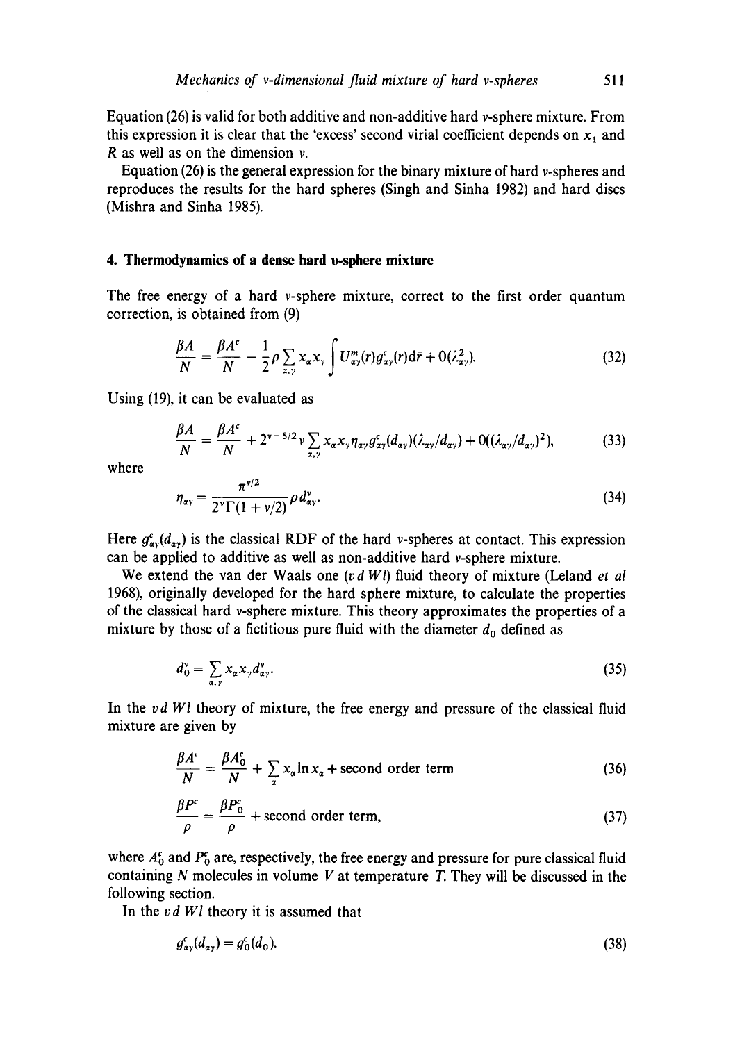Equation (26) is valid for both additive and non-additive hard $\nu$-sphere mixture. From this expression it is clear that the 'excess' second virial coefficient depends on $x_1$ and $R$ as well as on the dimension $\nu$.

Equation (26) is the general expression for the binary mixture of hard $\nu$-spheres and reproduces the results for the hard spheres (Singh and Sinha 1982) and hard discs (Mishra and Sinha 1985).

## 4. Thermodynamics of a dense hard $\nu$-sphere mixture

The free energy of a hard $\nu$-sphere mixture, correct to the first order quantum correction, is obtained from (9)

$$\frac{\beta A}{N} = \frac{\beta A^c}{N} - \frac{1}{2}\rho \sum_{\alpha,\gamma} x_\alpha x_\gamma \int U^m_{\alpha\gamma}(r) g^c_{\alpha\gamma}(r) \mathrm{d}\bar{r} + 0(\lambda^2_{\alpha\gamma}). \tag{32}$$

Using (19), it can be evaluated as

$$\frac{\beta A}{N} = \frac{\beta A^c}{N} + 2^{\nu - 5/2}\nu \sum_{\alpha,\gamma} x_\alpha x_\gamma \eta_{\alpha\gamma} g^c_{\alpha\gamma}(d_{\alpha\gamma})(\lambda_{\alpha\gamma}/d_{\alpha\gamma}) + 0((\lambda_{\alpha\gamma}/d_{\alpha\gamma})^2), \tag{33}$$

where

$$\eta_{\alpha\gamma} = \frac{\pi^{\nu/2}}{2^\nu \Gamma(1+\nu/2)} \rho d^\nu_{\alpha\gamma}. \tag{34}$$

Here $g^c_{\alpha\gamma}(d_{\alpha\gamma})$ is the classical RDF of the hard $\nu$-spheres at contact. This expression can be applied to additive as well as non-additive hard $\nu$-sphere mixture.

We extend the van der Waals one ($v\,d\,Wl$) fluid theory of mixture (Leland *et al* 1968), originally developed for the hard sphere mixture, to calculate the properties of the classical hard $\nu$-sphere mixture. This theory approximates the properties of a mixture by those of a fictitious pure fluid with the diameter $d_0$ defined as

$$d^\nu_0 = \sum_{\alpha,\gamma} x_\alpha x_\gamma d^\nu_{\alpha\gamma}. \tag{35}$$

In the $v\,d\,Wl$ theory of mixture, the free energy and pressure of the classical fluid mixture are given by

$$\frac{\beta A^c}{N} = \frac{\beta A^c_0}{N} + \sum_\alpha x_\alpha \ln x_\alpha + \text{second order term} \tag{36}$$

$$\frac{\beta P^c}{\rho} = \frac{\beta P^c_0}{\rho} + \text{second order term}, \tag{37}$$

where $A^c_0$ and $P^c_0$ are, respectively, the free energy and pressure for pure classical fluid containing $N$ molecules in volume $V$ at temperature $T$. They will be discussed in the following section.

In the $v\,d\,Wl$ theory it is assumed that

$$g^c_{\alpha\gamma}(d_{\alpha\gamma}) = g^c_0(d_0). \tag{38}$$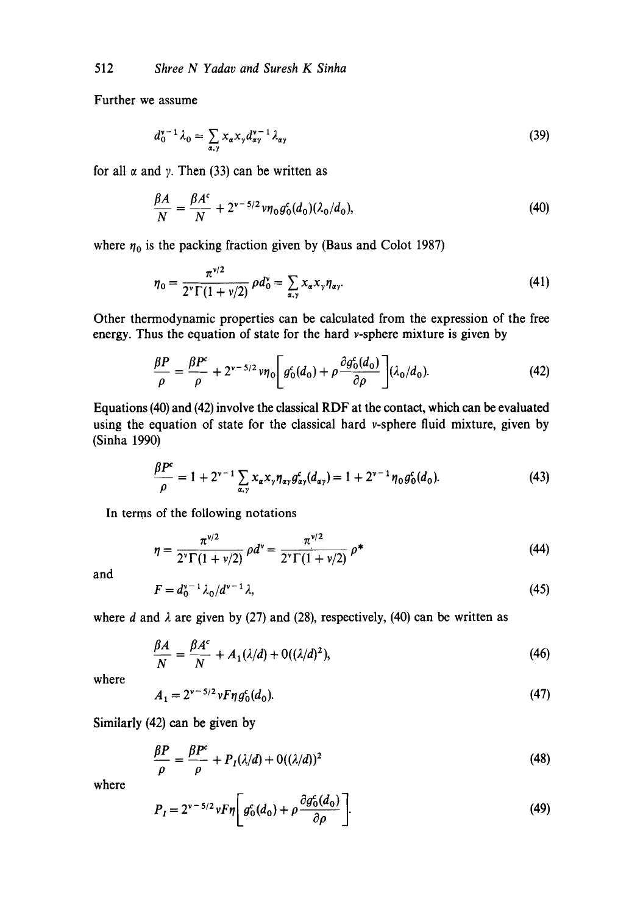Further we assume

$$d_0^{\nu-1}\lambda_0 = \sum_{\alpha,\gamma} x_\alpha x_\gamma d_{\alpha\gamma}^{\nu-1}\lambda_{\alpha\gamma} \tag{39}$$

for all $\alpha$ and $\gamma$. Then (33) can be written as

$$\frac{\beta A}{N} = \frac{\beta A^c}{N} + 2^{\nu-5/2}\nu\eta_0 g_0^c(d_0)(\lambda_0/d_0), \tag{40}$$

where $\eta_0$ is the packing fraction given by (Baus and Colot 1987)

$$\eta_0 = \frac{\pi^{\nu/2}}{2^\nu\Gamma(1+\nu/2)}\rho d_0^\nu = \sum_{\alpha,\gamma} x_\alpha x_\gamma \eta_{\alpha\gamma}. \tag{41}$$

Other thermodynamic properties can be calculated from the expression of the free energy. Thus the equation of state for the hard $\nu$-sphere mixture is given by

$$\frac{\beta P}{\rho} = \frac{\beta P^c}{\rho} + 2^{\nu-5/2}\nu\eta_0\left[g_0^c(d_0) + \rho\frac{\partial g_0^c(d_0)}{\partial\rho}\right](\lambda_0/d_0). \tag{42}$$

Equations (40) and (42) involve the classical RDF at the contact, which can be evaluated using the equation of state for the classical hard $\nu$-sphere fluid mixture, given by (Sinha 1990)

$$\frac{\beta P^c}{\rho} = 1 + 2^{\nu-1}\sum_{\alpha,\gamma} x_\alpha x_\gamma \eta_{\alpha\gamma} g_{\alpha\gamma}^c(d_{\alpha\gamma}) = 1 + 2^{\nu-1}\eta_0 g_0^c(d_0). \tag{43}$$

In terms of the following notations

$$\eta = \frac{\pi^{\nu/2}}{2^\nu\Gamma(1+\nu/2)}\rho d^\nu = \frac{\pi^{\nu/2}}{2^\nu\Gamma(1+\nu/2)}\rho^* \tag{44}$$

and

$$F = d_0^{\nu-1}\lambda_0/d^{\nu-1}\lambda, \tag{45}$$

where $d$ and $\lambda$ are given by (27) and (28), respectively, (40) can be written as

$$\frac{\beta A}{N} = \frac{\beta A^c}{N} + A_1(\lambda/d) + 0((\lambda/d)^2), \tag{46}$$

where

$$A_1 = 2^{\nu-5/2}\nu F\eta g_0^c(d_0). \tag{47}$$

Similarly (42) can be given by

$$\frac{\beta P}{\rho} = \frac{\beta P^c}{\rho} + P_I(\lambda/d) + 0((\lambda/d))^2 \tag{48}$$

where

$$P_I = 2^{\nu-5/2}\nu F\eta\left[g_0^c(d_0) + \rho\frac{\partial g_0^c(d_0)}{\partial\rho}\right]. \tag{49}$$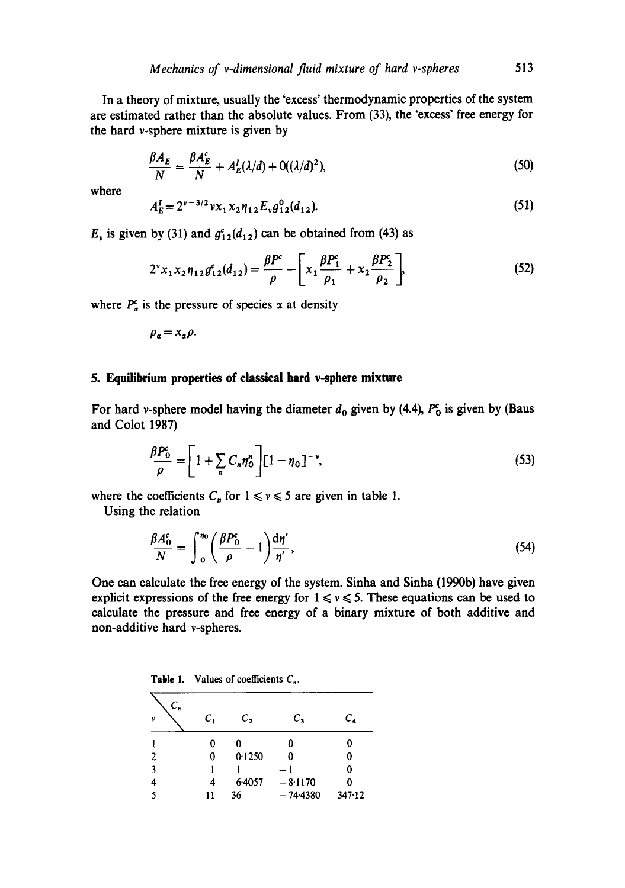In a theory of mixture, usually the 'excess' thermodynamic properties of the system are estimated rather than the absolute values. From (33), the 'excess' free energy for the hard $\nu$-sphere mixture is given by

$$\frac{\beta A_E}{N} = \frac{\beta A_E^c}{N} + A_E^I(\lambda/d) + O((\lambda/d)^2), \tag{50}$$

where

$$A_E^I = 2^{\nu - 3/2} \nu x_1 x_2 \eta_{12} E_\nu g_{12}^0(d_{12}). \tag{51}$$

$E_\nu$ is given by (31) and $g_{12}^c(d_{12})$ can be obtained from (43) as

$$2^\nu x_1 x_2 \eta_{12} g_{12}^c(d_{12}) = \frac{\beta P^c}{\rho} - \left[ x_1 \frac{\beta P_1^c}{\rho_1} + x_2 \frac{\beta P_2^c}{\rho_2} \right], \tag{52}$$

where $P_\alpha^c$ is the pressure of species $\alpha$ at density

$$\rho_\alpha = x_\alpha \rho.$$

## 5. Equilibrium properties of classical hard $\nu$-sphere mixture

For hard $\nu$-sphere model having the diameter $d_0$ given by (4.4), $P_0^c$ is given by (Baus and Colot 1987)

$$\frac{\beta P_0^c}{\rho} = \left[ 1 + \sum_n C_n \eta_0^n \right] [1 - \eta_0]^{-\nu}, \tag{53}$$

where the coefficients $C_n$ for $1 \leqslant \nu \leqslant 5$ are given in table 1.

Using the relation

$$\frac{\beta A_0^c}{N} = \int_0^{\eta_0} \left( \frac{\beta P_0^c}{\rho} - 1 \right) \frac{d\eta'}{\eta'}, \tag{54}$$

One can calculate the free energy of the system. Sinha and Sinha (1990b) have given explicit expressions of the free energy for $1 \leqslant \nu \leqslant 5$. These equations can be used to calculate the pressure and free energy of a binary mixture of both additive and non-additive hard $\nu$-spheres.

**Table 1.** Values of coefficients $C_n$.

| $\nu$ \ $C_n$ | $C_1$ | $C_2$ | $C_3$ | $C_4$ |
|---|---|---|---|---|
| 1 | 0 | 0 | 0 | 0 |
| 2 | 0 | 0·1250 | 0 | 0 |
| 3 | 1 | 1 | −1 | 0 |
| 4 | 4 | 6·4057 | −8·1170 | 0 |
| 5 | 11 | 36 | −74·4380 | 347·12 |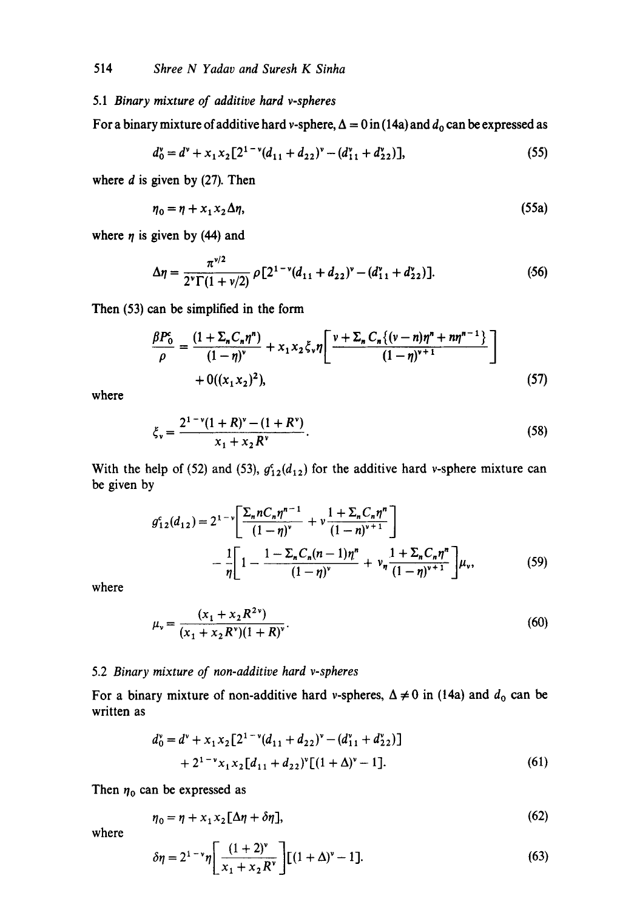### 5.1 *Binary mixture of additive hard ν-spheres*

For a binary mixture of additive hard ν-sphere, $\Delta = 0$ in (14a) and $d_0$ can be expressed as

$$d_0^\nu = d^\nu + x_1 x_2[2^{1-\nu}(d_{11} + d_{22})^\nu - (d_{11}^\nu + d_{22}^\nu)], \tag{55}$$

where $d$ is given by (27). Then

$$\eta_0 = \eta + x_1 x_2 \Delta\eta, \tag{55a}$$

where $\eta$ is given by (44) and

$$\Delta\eta = \frac{\pi^{\nu/2}}{2^\nu \Gamma(1 + \nu/2)} \rho[2^{1-\nu}(d_{11} + d_{22})^\nu - (d_{11}^\nu + d_{22}^\nu)]. \tag{56}$$

Then (53) can be simplified in the form

$$\frac{\beta P_0^c}{\rho} = \frac{(1 + \Sigma_n C_n \eta^n)}{(1 - \eta)^\nu} + x_1 x_2 \xi_\nu \eta \left[\frac{\nu + \Sigma_n C_n\{(\nu - n)\eta^n + n\eta^{n-1}\}}{(1 - \eta)^{\nu+1}}\right]$$
$$+ 0((x_1 x_2)^2), \tag{57}$$

where

$$\xi_\nu = \frac{2^{1-\nu}(1 + R)^\nu - (1 + R^\nu)}{x_1 + x_2 R^\nu}. \tag{58}$$

With the help of (52) and (53), $g_{12}^c(d_{12})$ for the additive hard ν-sphere mixture can be given by

$$g_{12}^c(d_{12}) = 2^{1-\nu}\left[\frac{\Sigma_n n C_n \eta^{n-1}}{(1 - \eta)^\nu} + \nu \frac{1 + \Sigma_n C_n \eta^n}{(1 - n)^{\nu+1}}\right]$$
$$- \frac{1}{\eta}\left[1 - \frac{1 - \Sigma_n C_n (n - 1)\eta^n}{(1 - \eta)^\nu} + \nu_n \frac{1 + \Sigma_n C_n \eta^n}{(1 - \eta)^{\nu+1}}\right]\mu_\nu, \tag{59}$$

where

$$\mu_\nu = \frac{(x_1 + x_2 R^{2\nu})}{(x_1 + x_2 R^\nu)(1 + R)^\nu}. \tag{60}$$

### 5.2 *Binary mixture of non-additive hard ν-spheres*

For a binary mixture of non-additive hard ν-spheres, $\Delta \neq 0$ in (14a) and $d_0$ can be written as

$$d_0^\nu = d^\nu + x_1 x_2[2^{1-\nu}(d_{11} + d_{22})^\nu - (d_{11}^\nu + d_{22}^\nu)]$$
$$+ 2^{1-\nu} x_1 x_2 [d_{11} + d_{22})^\nu [(1 + \Delta)^\nu - 1]. \tag{61}$$

Then $\eta_0$ can be expressed as

$$\eta_0 = \eta + x_1 x_2[\Delta\eta + \delta\eta], \tag{62}$$

where

$$\delta\eta = 2^{1-\nu}\eta\left[\frac{(1 + 2)^\nu}{x_1 + x_2 R^\nu}\right][(1 + \Delta)^\nu - 1]. \tag{63}$$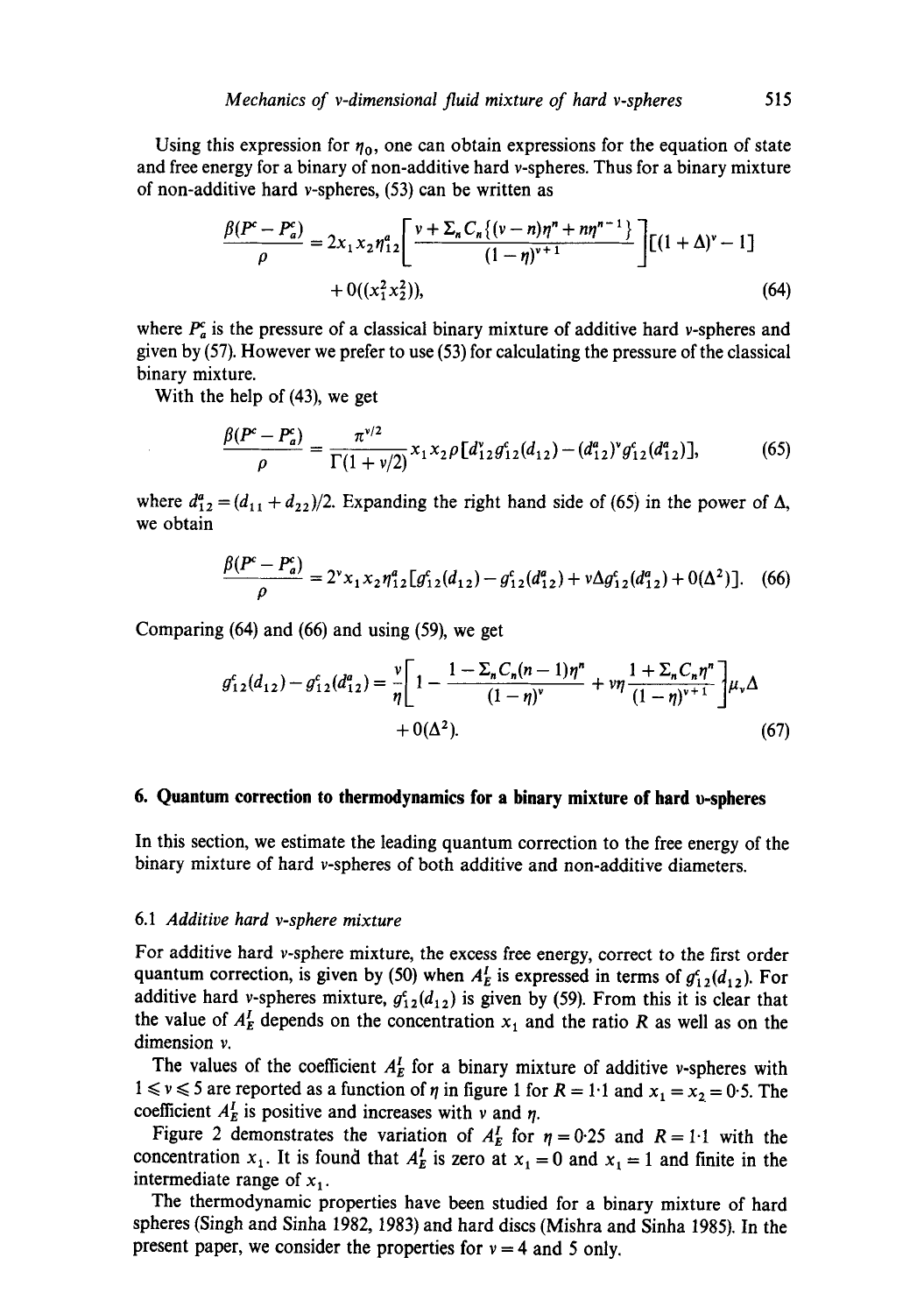Using this expression for $\eta_0$, one can obtain expressions for the equation of state and free energy for a binary of non-additive hard $\nu$-spheres. Thus for a binary mixture of non-additive hard $\nu$-spheres, (53) can be written as

$$\frac{\beta(P^c - P^c_a)}{\rho} = 2x_1 x_2 \eta^a_{12} \left[ \frac{\nu + \Sigma_n C_n \{(\nu - n)\eta^n + n\eta^{n-1}\}}{(1-\eta)^{\nu+1}} \right] [(1+\Delta)^\nu - 1] + 0((x_1^2 x_2^2)), \tag{64}$$

where $P^c_a$ is the pressure of a classical binary mixture of additive hard $\nu$-spheres and given by (57). However we prefer to use (53) for calculating the pressure of the classical binary mixture.

With the help of (43), we get

$$\frac{\beta(P^c - P^c_a)}{\rho} = \frac{\pi^{\nu/2}}{\Gamma(1+\nu/2)} x_1 x_2 \rho [d^\nu_{12} g^c_{12}(d_{12}) - (d^a_{12})^\nu g^c_{12}(d^a_{12})], \tag{65}$$

where $d^a_{12} = (d_{11} + d_{22})/2$. Expanding the right hand side of (65) in the power of $\Delta$, we obtain

$$\frac{\beta(P^c - P^c_a)}{\rho} = 2^\nu x_1 x_2 \eta^a_{12} [g^c_{12}(d_{12}) - g^c_{12}(d^a_{12}) + \nu \Delta g^c_{12}(d^a_{12}) + 0(\Delta^2)]. \tag{66}$$

Comparing (64) and (66) and using (59), we get

$$g^c_{12}(d_{12}) - g^c_{12}(d^a_{12}) = \frac{\nu}{\eta}\left[ 1 - \frac{1 - \Sigma_n C_n (n-1)\eta^n}{(1-\eta)^\nu} + \nu\eta \frac{1 + \Sigma_n C_n \eta^n}{(1-\eta)^{\nu+1}} \right] \mu_\nu \Delta + 0(\Delta^2). \tag{67}$$

## 6. Quantum correction to thermodynamics for a binary mixture of hard $\nu$-spheres

In this section, we estimate the leading quantum correction to the free energy of the binary mixture of hard $\nu$-spheres of both additive and non-additive diameters.

### 6.1 *Additive hard $\nu$-sphere mixture*

For additive hard $\nu$-sphere mixture, the excess free energy, correct to the first order quantum correction, is given by (50) when $A^I_E$ is expressed in terms of $g^c_{12}(d_{12})$. For additive hard $\nu$-spheres mixture, $g^c_{12}(d_{12})$ is given by (59). From this it is clear that the value of $A^I_E$ depends on the concentration $x_1$ and the ratio $R$ as well as on the dimension $\nu$.

The values of the coefficient $A^I_E$ for a binary mixture of additive $\nu$-spheres with $1 \leqslant \nu \leqslant 5$ are reported as a function of $\eta$ in figure 1 for $R = 1{\cdot}1$ and $x_1 = x_2 = 0{\cdot}5$. The coefficient $A^I_E$ is positive and increases with $\nu$ and $\eta$.

Figure 2 demonstrates the variation of $A^I_E$ for $\eta = 0{\cdot}25$ and $R = 1{\cdot}1$ with the concentration $x_1$. It is found that $A^I_E$ is zero at $x_1 = 0$ and $x_1 = 1$ and finite in the intermediate range of $x_1$.

The thermodynamic properties have been studied for a binary mixture of hard spheres (Singh and Sinha 1982, 1983) and hard discs (Mishra and Sinha 1985). In the present paper, we consider the properties for $\nu = 4$ and 5 only.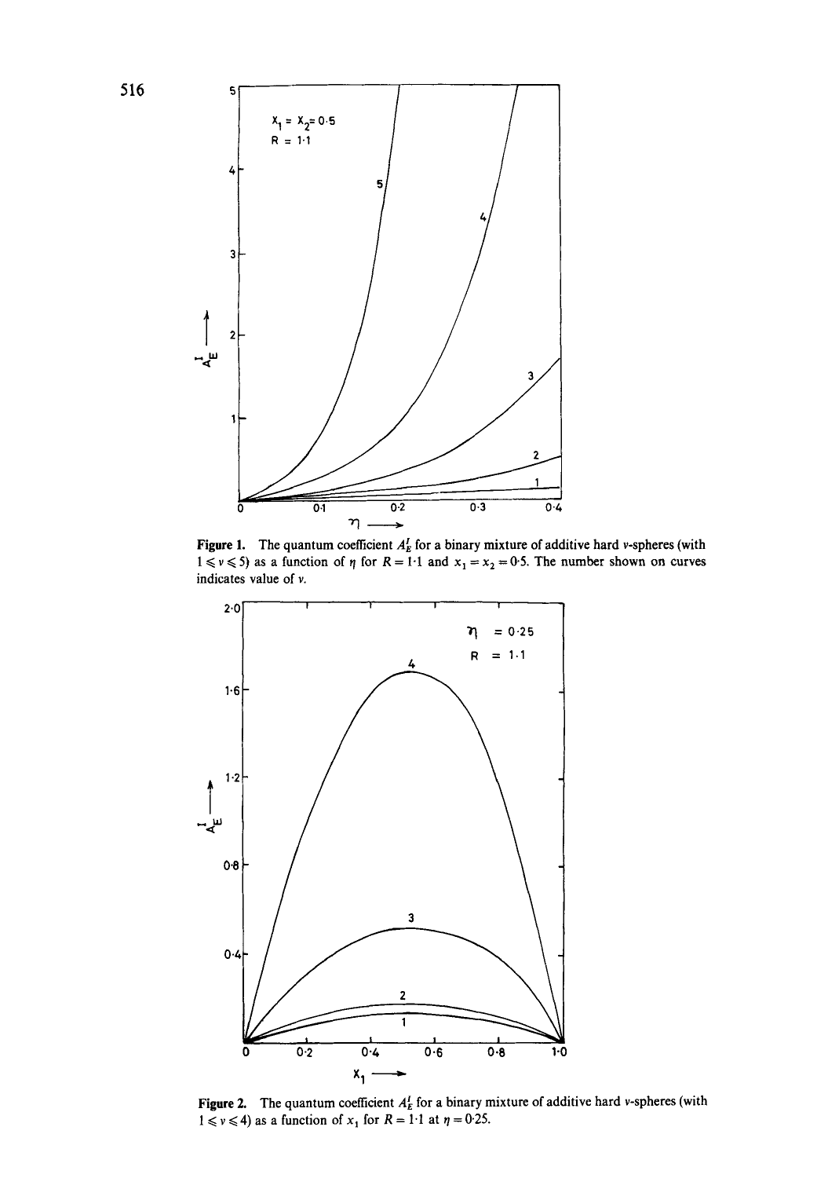$x_1 = x_2 = 0.5$
$R = 1.1$

5
4
3
2
1

$A_E^I$ ⟶

0
0·1
0·2
0·3
0·4

$\eta$ ⟶

**Figure 1.** The quantum coefficient $A_E^I$ for a binary mixture of additive hard $\nu$-spheres (with $1 \leqslant \nu \leqslant 5$) as a function of $\eta$ for $R = 1{\cdot}1$ and $x_1 = x_2 = 0{\cdot}5$. The number shown on curves indicates value of $\nu$.

$\eta = 0.25$
$R = 1.1$

4
3
2
1

2·0
1·6
1·2
0·8
0·4

$A_E^I$ ⟶

0
0·2
0·4
0·6
0·8
1·0

$x_1$ ⟶

**Figure 2.** The quantum coefficient $A_E^I$ for a binary mixture of additive hard $\nu$-spheres (with $1 \leqslant \nu \leqslant 4$) as a function of $x_1$ for $R = 1{\cdot}1$ at $\eta = 0{\cdot}25$.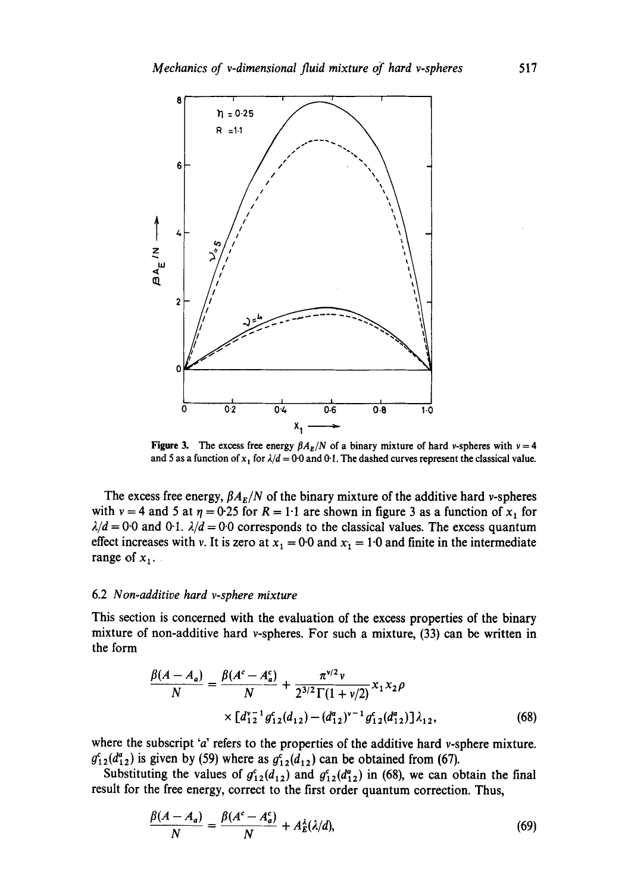8

$\eta = 0.25$

$R = 1.1$

6

4

$\beta A_E / N$

$\nu = 5$

2

$\nu = 4$

0

0 0.2 0.4 0.6 0.8 1.0

$x_1$

**Figure 3.** The excess free energy $\beta A_E/N$ of a binary mixture of hard $\nu$-spheres with $\nu = 4$ and 5 as a function of $x_1$ for $\lambda/d = 0{\cdot}0$ and $0{\cdot}1$. The dashed curves represent the classical value.

The excess free energy, $\beta A_E/N$ of the binary mixture of the additive hard $\nu$-spheres with $\nu = 4$ and 5 at $\eta = 0{\cdot}25$ for $R = 1{\cdot}1$ are shown in figure 3 as a function of $x_1$ for $\lambda/d = 0{\cdot}0$ and $0{\cdot}1$. $\lambda/d = 0{\cdot}0$ corresponds to the classical values. The excess quantum effect increases with $\nu$. It is zero at $x_1 = 0{\cdot}0$ and $x_1 = 1{\cdot}0$ and finite in the intermediate range of $x_1$.

### 6.2 *Non-additive hard $\nu$-sphere mixture*

This section is concerned with the evaluation of the excess properties of the binary mixture of non-additive hard $\nu$-spheres. For such a mixture, (33) can be written in the form

$$\frac{\beta(A - A_a)}{N} = \frac{\beta(A^c - A_a^c)}{N} + \frac{\pi^{\nu/2}\nu}{2^{3/2}\Gamma(1+\nu/2)} x_1 x_2 \rho \times [d_{12}^{\nu-1} g_{12}^c(d_{12}) - (d_{12}^a)^{\nu-1} g_{12}^c(d_{12}^a)]\lambda_{12}, \tag{68}$$

where the subscript '$a$' refers to the properties of the additive hard $\nu$-sphere mixture. $g_{12}^c(d_{12}^a)$ is given by (59) where as $g_{12}^c(d_{12})$ can be obtained from (67).

Substituting the values of $g_{12}^c(d_{12})$ and $g_{12}^c(d_{12}^a)$ in (68), we can obtain the final result for the free energy, correct to the first order quantum correction. Thus,

$$\frac{\beta(A - A_a)}{N} = \frac{\beta(A^c - A_a^c)}{N} + A_E^\lambda(\lambda/d), \tag{69}$$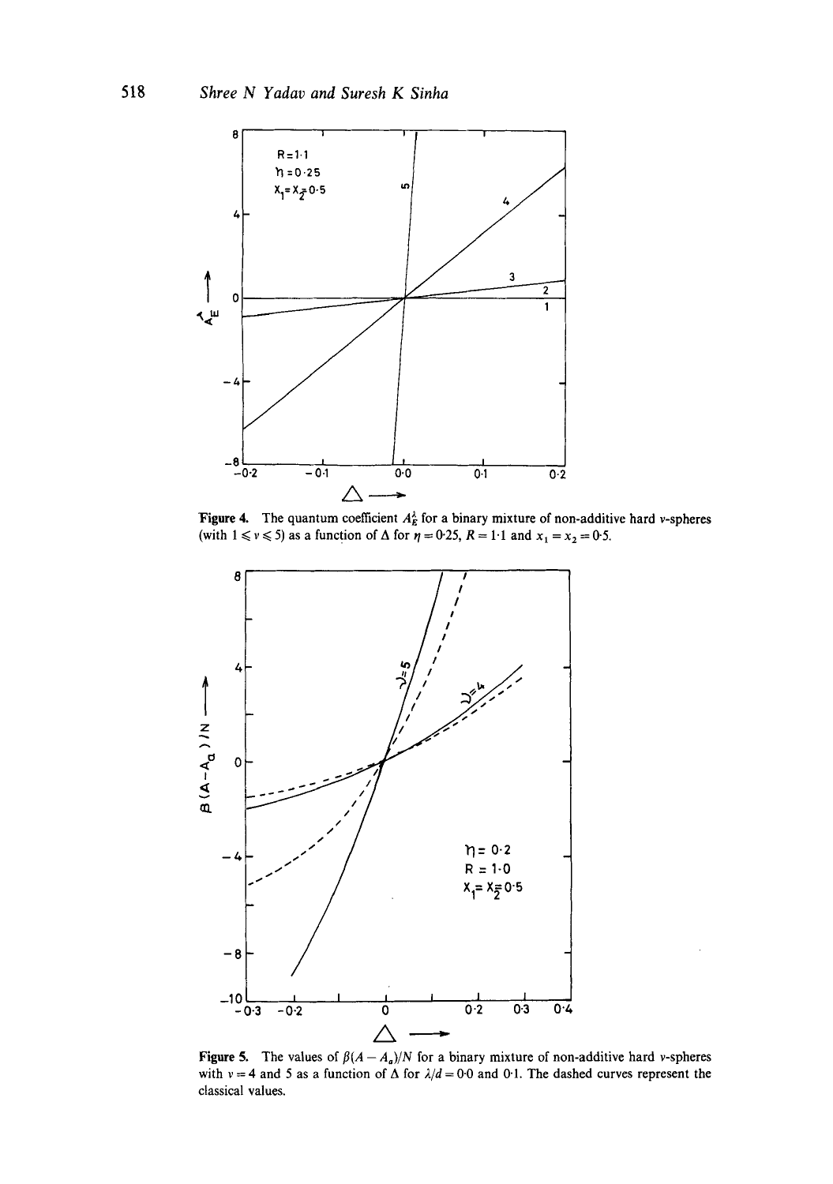R=1·1

η=0·25

$x_1=x_2=0{\cdot}5$

8

4

0

−4

−8

$A_E^{\lambda}$

−0·2 −0·1 0·0 0·1 0·2

Δ

5 4 3 2 1

**Figure 4.** The quantum coefficient $A_E^{\lambda}$ for a binary mixture of non-additive hard $\nu$-spheres (with $1 \leqslant \nu \leqslant 5$) as a function of $\Delta$ for $\eta = 0{\cdot}25$, $R = 1{\cdot}1$ and $x_1 = x_2 = 0{\cdot}5$.

8

4

0

−4

−8

−10

$\beta(A-A_a)/N$

−0·3 −0·2 0 0·2 0·3 0·4

Δ

ν=5

ν=4

η= 0·2

R = 1·0

$x_1=x_2=0{\cdot}5$

**Figure 5.** The values of $\beta(A - A_a)/N$ for a binary mixture of non-additive hard $\nu$-spheres with $\nu = 4$ and 5 as a function of $\Delta$ for $\lambda/d = 0{\cdot}0$ and $0{\cdot}1$. The dashed curves represent the classical values.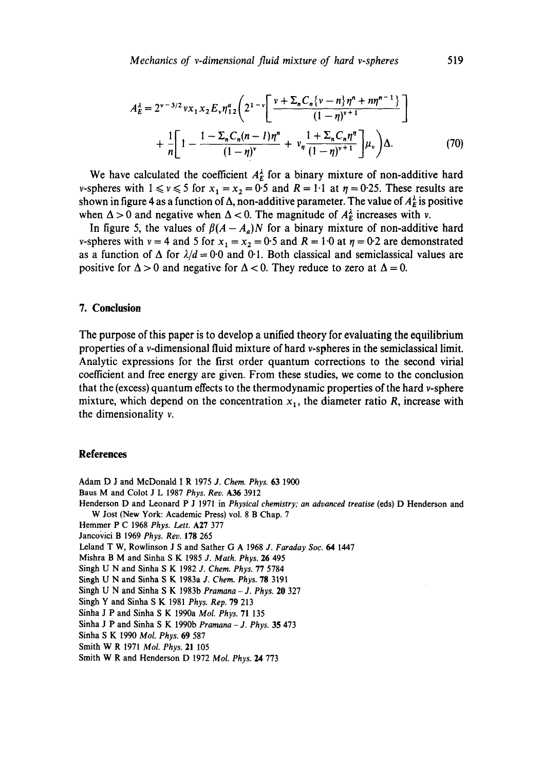$$A_E^\lambda = 2^{\nu-3/2}\nu x_1 x_2 E_\nu \eta_{12}^a \left( 2^{1-\nu}\left[ \frac{\nu + \Sigma_n C_n\{\nu - n\}\eta^n + n\eta^{n-1}\}}{(1-\eta)^{\nu+1}} \right] + \frac{1}{n}\left[ 1 - \frac{1 - \Sigma_n C_n(n-l)\eta^n}{(1-\eta)^\nu} + \nu_\eta \frac{1 + \Sigma_n C_n \eta^n}{(1-\eta)^{\nu+1}} \right]\mu_\nu \right)\Delta. \tag{70}$$

We have calculated the coefficient $A_E^\lambda$ for a binary mixture of non-additive hard $\nu$-spheres with $1 \leqslant \nu \leqslant 5$ for $x_1 = x_2 = 0{\cdot}5$ and $R = 1{\cdot}1$ at $\eta = 0{\cdot}25$. These results are shown in figure 4 as a function of $\Delta$, non-additive parameter. The value of $A_E^\lambda$ is positive when $\Delta > 0$ and negative when $\Delta < 0$. The magnitude of $A_E^\lambda$ increases with $\nu$.

In figure 5, the values of $\beta(A - A_a)N$ for a binary mixture of non-additive hard $\nu$-spheres with $\nu = 4$ and 5 for $x_1 = x_2 = 0{\cdot}5$ and $R = 1{\cdot}0$ at $\eta = 0{\cdot}2$ are demonstrated as a function of $\Delta$ for $\lambda/d = 0{\cdot}0$ and $0{\cdot}1$. Both classical and semiclassical values are positive for $\Delta > 0$ and negative for $\Delta < 0$. They reduce to zero at $\Delta = 0$.

## 7. Conclusion

The purpose of this paper is to develop a unified theory for evaluating the equilibrium properties of a $\nu$-dimensional fluid mixture of hard $\nu$-spheres in the semiclassical limit. Analytic expressions for the first order quantum corrections to the second virial coefficient and free energy are given. From these studies, we come to the conclusion that the (excess) quantum effects to the thermodynamic properties of the hard $\nu$-sphere mixture, which depend on the concentration $x_1$, the diameter ratio $R$, increase with the dimensionality $\nu$.

## References

Adam D J and McDonald I R 1975 *J. Chem. Phys.* **63** 1900

Baus M and Colot J L 1987 *Phys. Rev.* **A36** 3912

Henderson D and Leonard P J 1971 in *Physical chemistry; an advanced treatise* (eds) D Henderson and W Jost (New York: Academic Press) vol. 8 B Chap. 7

Hemmer P C 1968 *Phys. Lett.* **A27** 377

Jancovici B 1969 *Phys. Rev.* **178** 265

Leland T W, Rowlinson J S and Sather G A 1968 *J. Faraday Soc.* **64** 1447

Mishra B M and Sinha S K 1985 *J. Math. Phys.* **26** 495

Singh U N and Sinha S K 1982 *J. Chem. Phys.* **77** 5784

Singh U N and Sinha S K 1983a *J. Chem. Phys.* **78** 3191

Singh U N and Sinha S K 1983b *Pramana – J. Phys.* **20** 327

Singh Y and Sinha S K 1981 *Phys. Rep.* **79** 213

Sinha J P and Sinha S K 1990a *Mol. Phys.* **71** 135

Sinha J P and Sinha S K 1990b *Pramana – J. Phys.* **35** 473

Sinha S K 1990 *Mol. Phys.* **69** 587

Smith W R 1971 *Mol. Phys.* **21** 105

Smith W R and Henderson D 1972 *Mol. Phys.* **24** 773